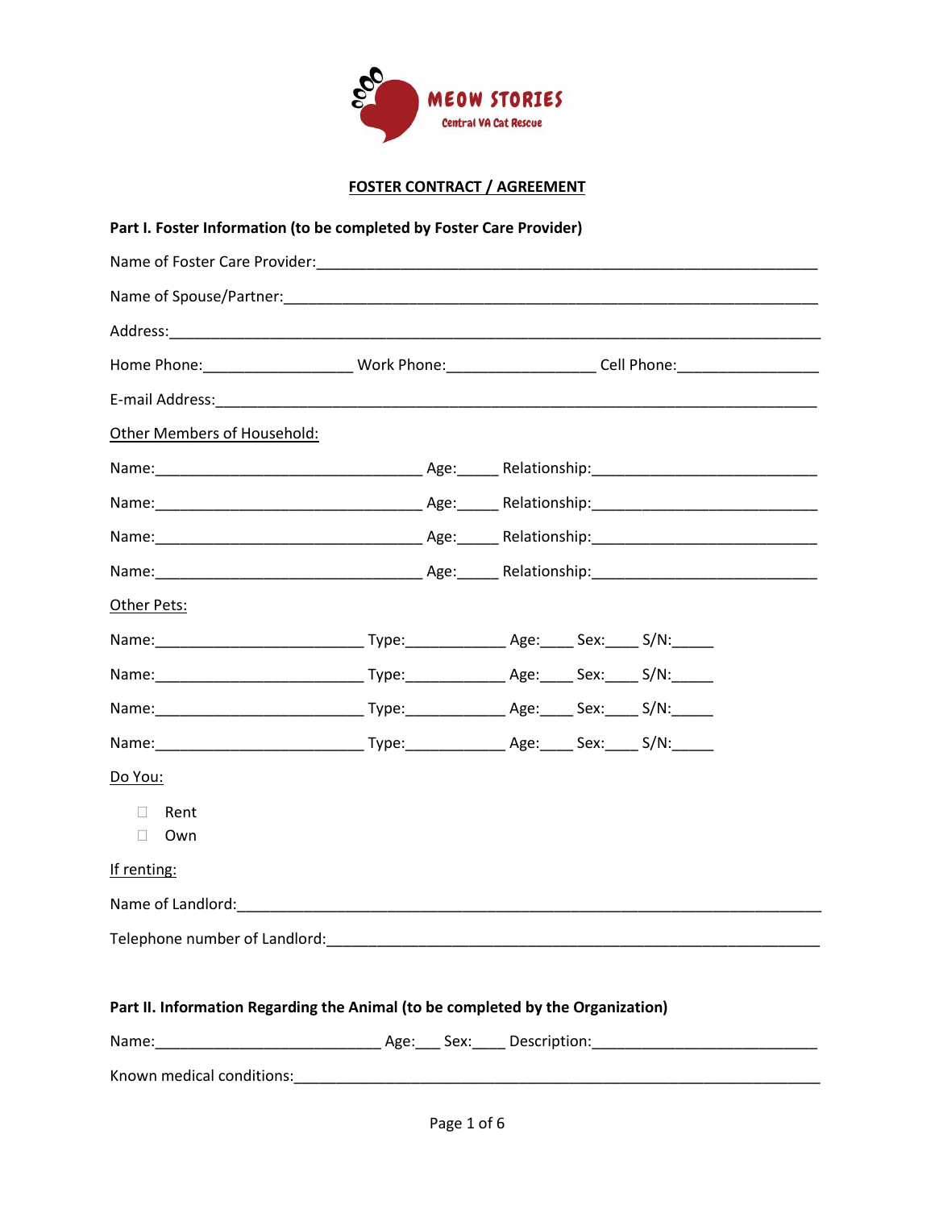MEOW STORIES

Central VA Cat Rescue

## FOSTER CONTRACT / AGREEMENT

**Part I. Foster Information (to be completed by Foster Care Provider)**

Name of Foster Care Provider:_______________________________________________________________

Name of Spouse/Partner:___________________________________________________________________

Address:_________________________________________________________________________________

Home Phone:__________________ Work Phone:__________________ Cell Phone:_________________

E-mail Address:___________________________________________________________________________

Other Members of Household:

Name:__________________________________ Age:_____ Relationship:___________________________

Name:__________________________________ Age:_____ Relationship:___________________________

Name:__________________________________ Age:_____ Relationship:___________________________

Name:__________________________________ Age:_____ Relationship:___________________________

Other Pets:

Name:__________________________ Type:_____________ Age:____ Sex:____ S/N:_____

Name:__________________________ Type:_____________ Age:____ Sex:____ S/N:_____

Name:__________________________ Type:_____________ Age:____ Sex:____ S/N:_____

Name:__________________________ Type:_____________ Age:____ Sex:____ S/N:_____

Do You:

- ☐ Rent
- ☐ Own

If renting:

Name of Landlord:_________________________________________________________________________

Telephone number of Landlord:______________________________________________________________

**Part II. Information Regarding the Animal (to be completed by the Organization)**

Name:_____________________________ Age:___ Sex:____ Description:___________________________

Known medical conditions:__________________________________________________________________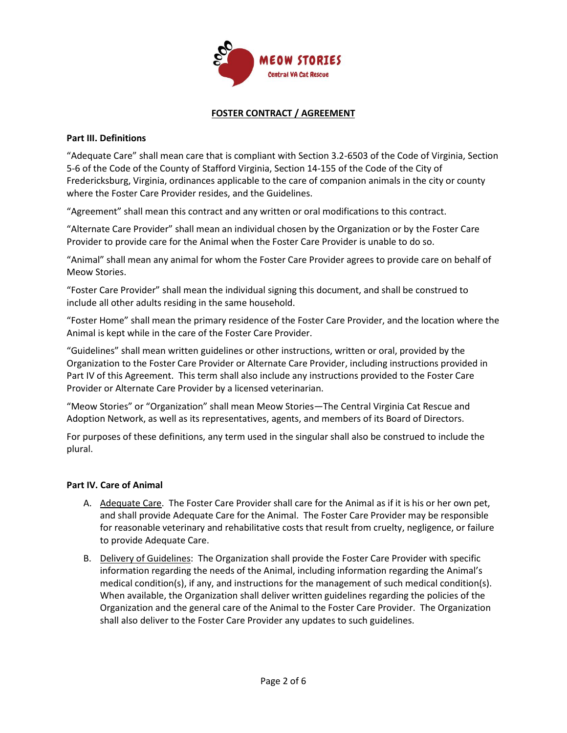MEOW STORIES

Central VA Cat Rescue

## FOSTER CONTRACT / AGREEMENT

### Part III. Definitions

"Adequate Care" shall mean care that is compliant with Section 3.2-6503 of the Code of Virginia, Section 5-6 of the Code of the County of Stafford Virginia, Section 14-155 of the Code of the City of Fredericksburg, Virginia, ordinances applicable to the care of companion animals in the city or county where the Foster Care Provider resides, and the Guidelines.

"Agreement" shall mean this contract and any written or oral modifications to this contract.

"Alternate Care Provider" shall mean an individual chosen by the Organization or by the Foster Care Provider to provide care for the Animal when the Foster Care Provider is unable to do so.

"Animal" shall mean any animal for whom the Foster Care Provider agrees to provide care on behalf of Meow Stories.

"Foster Care Provider" shall mean the individual signing this document, and shall be construed to include all other adults residing in the same household.

"Foster Home" shall mean the primary residence of the Foster Care Provider, and the location where the Animal is kept while in the care of the Foster Care Provider.

"Guidelines" shall mean written guidelines or other instructions, written or oral, provided by the Organization to the Foster Care Provider or Alternate Care Provider, including instructions provided in Part IV of this Agreement. This term shall also include any instructions provided to the Foster Care Provider or Alternate Care Provider by a licensed veterinarian.

"Meow Stories" or "Organization" shall mean Meow Stories—The Central Virginia Cat Rescue and Adoption Network, as well as its representatives, agents, and members of its Board of Directors.

For purposes of these definitions, any term used in the singular shall also be construed to include the plural.

### Part IV. Care of Animal

A. Adequate Care. The Foster Care Provider shall care for the Animal as if it is his or her own pet, and shall provide Adequate Care for the Animal. The Foster Care Provider may be responsible for reasonable veterinary and rehabilitative costs that result from cruelty, negligence, or failure to provide Adequate Care.

B. Delivery of Guidelines: The Organization shall provide the Foster Care Provider with specific information regarding the needs of the Animal, including information regarding the Animal's medical condition(s), if any, and instructions for the management of such medical condition(s). When available, the Organization shall deliver written guidelines regarding the policies of the Organization and the general care of the Animal to the Foster Care Provider. The Organization shall also deliver to the Foster Care Provider any updates to such guidelines.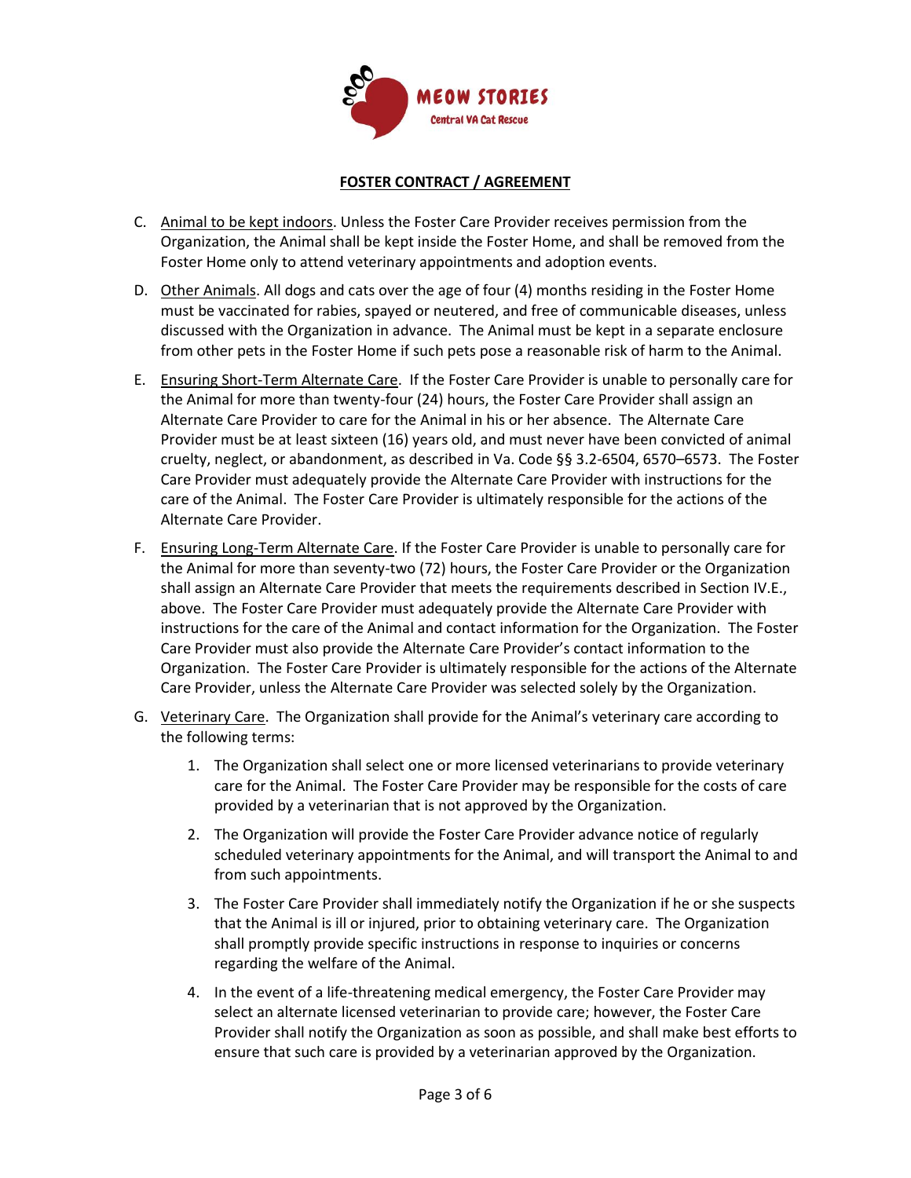MEOW STORIES

Central VA Cat Rescue

**FOSTER CONTRACT / AGREEMENT**

C. Animal to be kept indoors. Unless the Foster Care Provider receives permission from the Organization, the Animal shall be kept inside the Foster Home, and shall be removed from the Foster Home only to attend veterinary appointments and adoption events.

D. Other Animals. All dogs and cats over the age of four (4) months residing in the Foster Home must be vaccinated for rabies, spayed or neutered, and free of communicable diseases, unless discussed with the Organization in advance. The Animal must be kept in a separate enclosure from other pets in the Foster Home if such pets pose a reasonable risk of harm to the Animal.

E. Ensuring Short-Term Alternate Care. If the Foster Care Provider is unable to personally care for the Animal for more than twenty-four (24) hours, the Foster Care Provider shall assign an Alternate Care Provider to care for the Animal in his or her absence. The Alternate Care Provider must be at least sixteen (16) years old, and must never have been convicted of animal cruelty, neglect, or abandonment, as described in Va. Code §§ 3.2-6504, 6570–6573. The Foster Care Provider must adequately provide the Alternate Care Provider with instructions for the care of the Animal. The Foster Care Provider is ultimately responsible for the actions of the Alternate Care Provider.

F. Ensuring Long-Term Alternate Care. If the Foster Care Provider is unable to personally care for the Animal for more than seventy-two (72) hours, the Foster Care Provider or the Organization shall assign an Alternate Care Provider that meets the requirements described in Section IV.E., above. The Foster Care Provider must adequately provide the Alternate Care Provider with instructions for the care of the Animal and contact information for the Organization. The Foster Care Provider must also provide the Alternate Care Provider's contact information to the Organization. The Foster Care Provider is ultimately responsible for the actions of the Alternate Care Provider, unless the Alternate Care Provider was selected solely by the Organization.

G. Veterinary Care. The Organization shall provide for the Animal's veterinary care according to the following terms:

1. The Organization shall select one or more licensed veterinarians to provide veterinary care for the Animal. The Foster Care Provider may be responsible for the costs of care provided by a veterinarian that is not approved by the Organization.
2. The Organization will provide the Foster Care Provider advance notice of regularly scheduled veterinary appointments for the Animal, and will transport the Animal to and from such appointments.
3. The Foster Care Provider shall immediately notify the Organization if he or she suspects that the Animal is ill or injured, prior to obtaining veterinary care. The Organization shall promptly provide specific instructions in response to inquiries or concerns regarding the welfare of the Animal.
4. In the event of a life-threatening medical emergency, the Foster Care Provider may select an alternate licensed veterinarian to provide care; however, the Foster Care Provider shall notify the Organization as soon as possible, and shall make best efforts to ensure that such care is provided by a veterinarian approved by the Organization.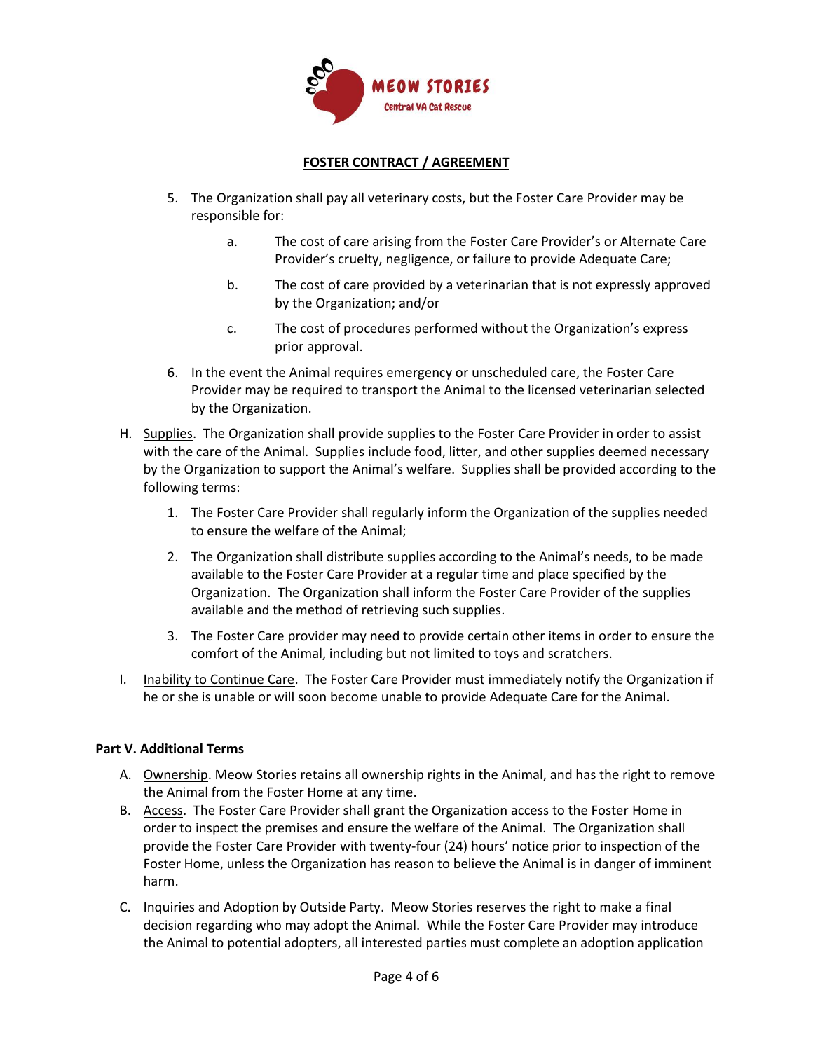**FOSTER CONTRACT / AGREEMENT**

5. The Organization shall pay all veterinary costs, but the Foster Care Provider may be responsible for:

   a. The cost of care arising from the Foster Care Provider's or Alternate Care Provider's cruelty, negligence, or failure to provide Adequate Care;

   b. The cost of care provided by a veterinarian that is not expressly approved by the Organization; and/or

   c. The cost of procedures performed without the Organization's express prior approval.

6. In the event the Animal requires emergency or unscheduled care, the Foster Care Provider may be required to transport the Animal to the licensed veterinarian selected by the Organization.

H. Supplies. The Organization shall provide supplies to the Foster Care Provider in order to assist with the care of the Animal. Supplies include food, litter, and other supplies deemed necessary by the Organization to support the Animal's welfare. Supplies shall be provided according to the following terms:

   1. The Foster Care Provider shall regularly inform the Organization of the supplies needed to ensure the welfare of the Animal;

   2. The Organization shall distribute supplies according to the Animal's needs, to be made available to the Foster Care Provider at a regular time and place specified by the Organization. The Organization shall inform the Foster Care Provider of the supplies available and the method of retrieving such supplies.

   3. The Foster Care provider may need to provide certain other items in order to ensure the comfort of the Animal, including but not limited to toys and scratchers.

I. Inability to Continue Care. The Foster Care Provider must immediately notify the Organization if he or she is unable or will soon become unable to provide Adequate Care for the Animal.

**Part V. Additional Terms**

A. Ownership. Meow Stories retains all ownership rights in the Animal, and has the right to remove the Animal from the Foster Home at any time.

B. Access. The Foster Care Provider shall grant the Organization access to the Foster Home in order to inspect the premises and ensure the welfare of the Animal. The Organization shall provide the Foster Care Provider with twenty-four (24) hours' notice prior to inspection of the Foster Home, unless the Organization has reason to believe the Animal is in danger of imminent harm.

C. Inquiries and Adoption by Outside Party. Meow Stories reserves the right to make a final decision regarding who may adopt the Animal. While the Foster Care Provider may introduce the Animal to potential adopters, all interested parties must complete an adoption application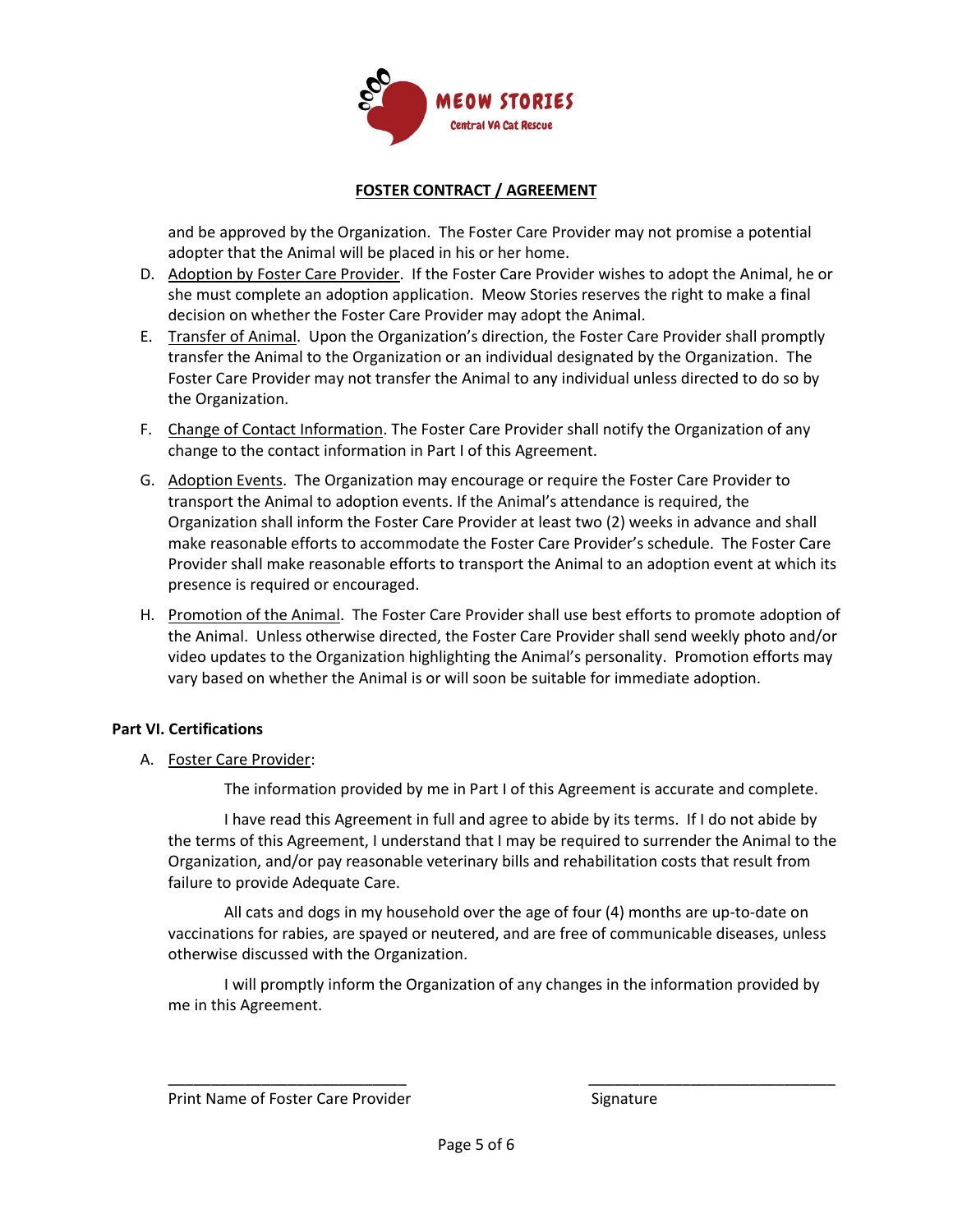**FOSTER CONTRACT / AGREEMENT**

and be approved by the Organization. The Foster Care Provider may not promise a potential adopter that the Animal will be placed in his or her home.

D. Adoption by Foster Care Provider. If the Foster Care Provider wishes to adopt the Animal, he or she must complete an adoption application. Meow Stories reserves the right to make a final decision on whether the Foster Care Provider may adopt the Animal.

E. Transfer of Animal. Upon the Organization's direction, the Foster Care Provider shall promptly transfer the Animal to the Organization or an individual designated by the Organization. The Foster Care Provider may not transfer the Animal to any individual unless directed to do so by the Organization.

F. Change of Contact Information. The Foster Care Provider shall notify the Organization of any change to the contact information in Part I of this Agreement.

G. Adoption Events. The Organization may encourage or require the Foster Care Provider to transport the Animal to adoption events. If the Animal's attendance is required, the Organization shall inform the Foster Care Provider at least two (2) weeks in advance and shall make reasonable efforts to accommodate the Foster Care Provider's schedule. The Foster Care Provider shall make reasonable efforts to transport the Animal to an adoption event at which its presence is required or encouraged.

H. Promotion of the Animal. The Foster Care Provider shall use best efforts to promote adoption of the Animal. Unless otherwise directed, the Foster Care Provider shall send weekly photo and/or video updates to the Organization highlighting the Animal's personality. Promotion efforts may vary based on whether the Animal is or will soon be suitable for immediate adoption.

**Part VI. Certifications**

A. Foster Care Provider:

The information provided by me in Part I of this Agreement is accurate and complete.

I have read this Agreement in full and agree to abide by its terms. If I do not abide by the terms of this Agreement, I understand that I may be required to surrender the Animal to the Organization, and/or pay reasonable veterinary bills and rehabilitation costs that result from failure to provide Adequate Care.

All cats and dogs in my household over the age of four (4) months are up-to-date on vaccinations for rabies, are spayed or neutered, and are free of communicable diseases, unless otherwise discussed with the Organization.

I will promptly inform the Organization of any changes in the information provided by me in this Agreement.

\_\_\_\_\_\_\_\_\_\_\_\_\_\_\_\_\_\_\_\_\_\_\_\_\_\_\_\_ \_\_\_\_\_\_\_\_\_\_\_\_\_\_\_\_\_\_\_\_\_\_\_\_\_\_\_\_

Print Name of Foster Care Provider Signature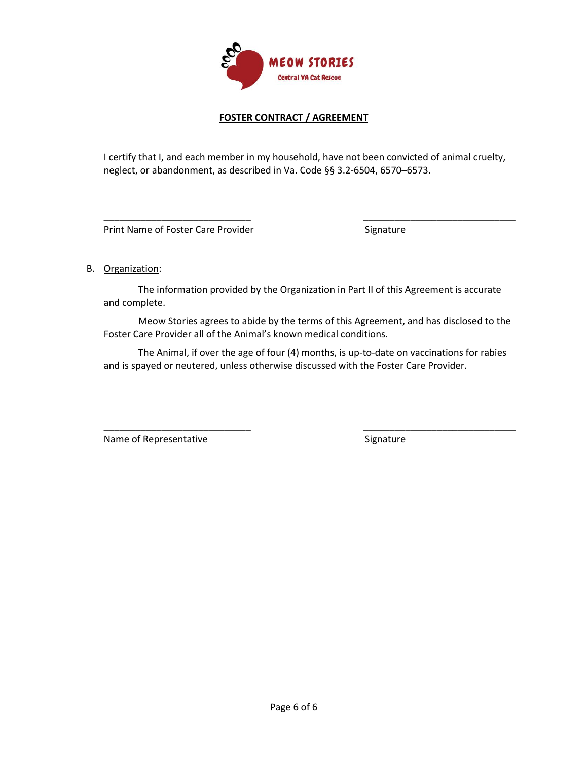MEOW STORIES

Central VA Cat Rescue

**FOSTER CONTRACT / AGREEMENT**

I certify that I, and each member in my household, have not been convicted of animal cruelty, neglect, or abandonment, as described in Va. Code §§ 3.2-6504, 6570–6573.

\_\_\_\_\_\_\_\_\_\_\_\_\_\_\_\_\_\_\_\_\_\_\_\_\_\_\_\_ \_\_\_\_\_\_\_\_\_\_\_\_\_\_\_\_\_\_\_\_\_\_\_\_\_\_\_\_

Print Name of Foster Care Provider Signature

B. Organization:

The information provided by the Organization in Part II of this Agreement is accurate and complete.

Meow Stories agrees to abide by the terms of this Agreement, and has disclosed to the Foster Care Provider all of the Animal's known medical conditions.

The Animal, if over the age of four (4) months, is up-to-date on vaccinations for rabies and is spayed or neutered, unless otherwise discussed with the Foster Care Provider.

\_\_\_\_\_\_\_\_\_\_\_\_\_\_\_\_\_\_\_\_\_\_\_\_\_\_\_\_ \_\_\_\_\_\_\_\_\_\_\_\_\_\_\_\_\_\_\_\_\_\_\_\_\_\_\_\_

Name of Representative Signature